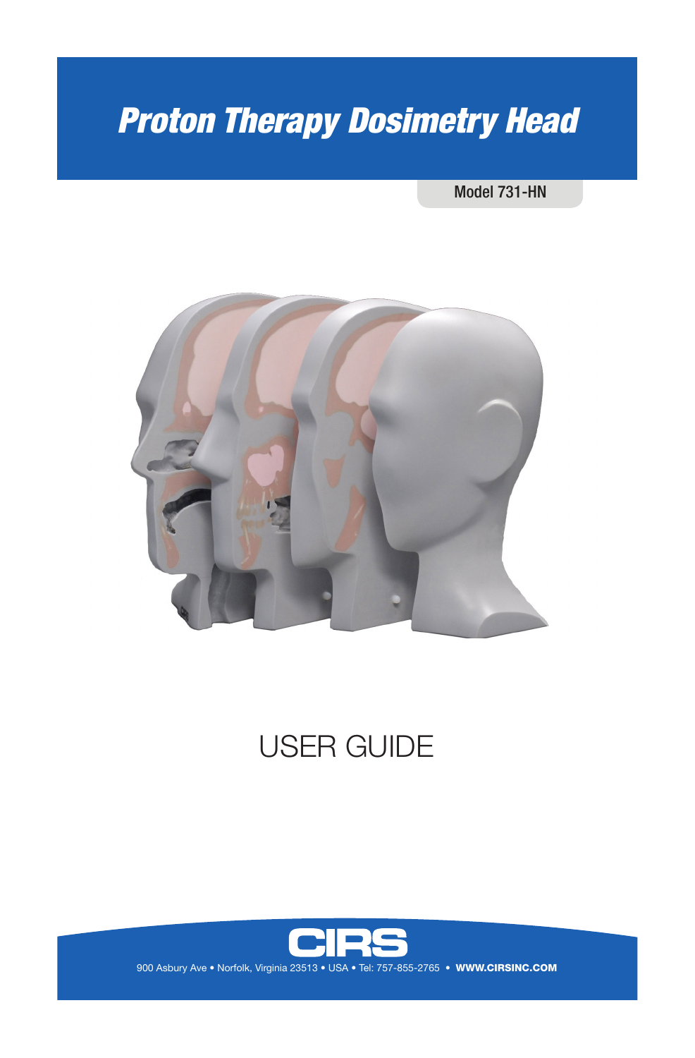# *Proton Therapy Dosimetry Head*

Model 731-HN

USER GUIDE

CIRS

900 Asbury Ave • Norfolk, Virginia 23513 • USA • Tel: 757-855-2765 • **WWW.CIRSINC.COM**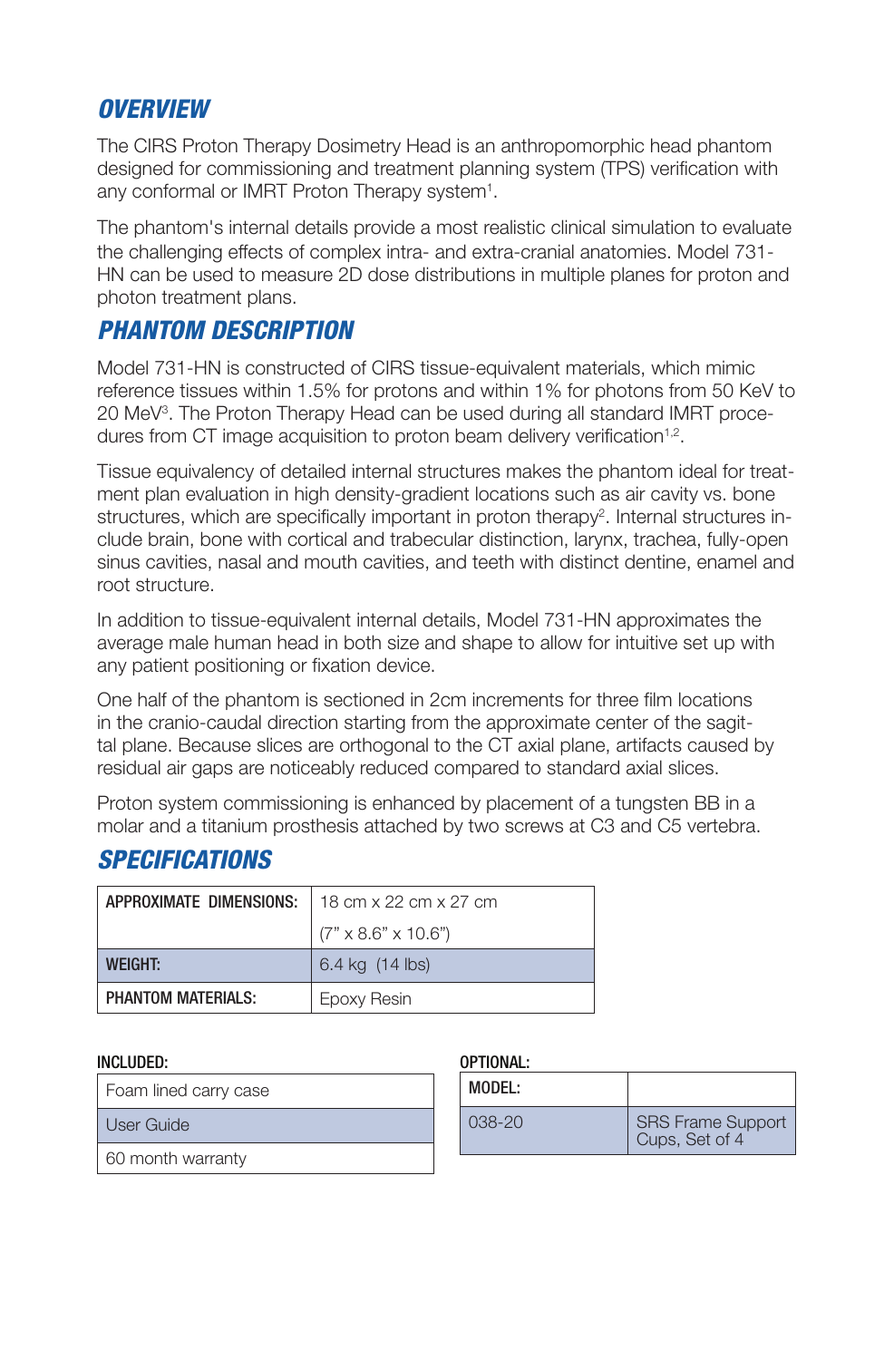## OVERVIEW

The CIRS Proton Therapy Dosimetry Head is an anthropomorphic head phantom designed for commissioning and treatment planning system (TPS) verification with any conformal or IMRT Proton Therapy system[1].

The phantom's internal details provide a most realistic clinical simulation to evaluate the challenging effects of complex intra- and extra-cranial anatomies. Model 731-HN can be used to measure 2D dose distributions in multiple planes for proton and photon treatment plans.

## PHANTOM DESCRIPTION

Model 731-HN is constructed of CIRS tissue-equivalent materials, which mimic reference tissues within 1.5% for protons and within 1% for photons from 50 KeV to 20 MeV[3]. The Proton Therapy Head can be used during all standard IMRT procedures from CT image acquisition to proton beam delivery verification[1,2].

Tissue equivalency of detailed internal structures makes the phantom ideal for treatment plan evaluation in high density-gradient locations such as air cavity vs. bone structures, which are specifically important in proton therapy[2]. Internal structures include brain, bone with cortical and trabecular distinction, larynx, trachea, fully-open sinus cavities, nasal and mouth cavities, and teeth with distinct dentine, enamel and root structure.

In addition to tissue-equivalent internal details, Model 731-HN approximates the average male human head in both size and shape to allow for intuitive set up with any patient positioning or fixation device.

One half of the phantom is sectioned in 2cm increments for three film locations in the cranio-caudal direction starting from the approximate center of the sagittal plane. Because slices are orthogonal to the CT axial plane, artifacts caused by residual air gaps are noticeably reduced compared to standard axial slices.

Proton system commissioning is enhanced by placement of a tungsten BB in a molar and a titanium prosthesis attached by two screws at C3 and C5 vertebra.

## SPECIFICATIONS

| | |
|---|---|
| **APPROXIMATE DIMENSIONS:** | 18 cm x 22 cm x 27 cm (7" x 8.6" x 10.6") |
| **WEIGHT:** | 6.4 kg (14 lbs) |
| **PHANTOM MATERIALS:** | Epoxy Resin |

**INCLUDED:**

| |
|---|
| Foam lined carry case |
| User Guide |
| 60 month warranty |

**OPTIONAL:**

| MODEL: | |
|---|---|
| 038-20 | SRS Frame Support Cups, Set of 4 |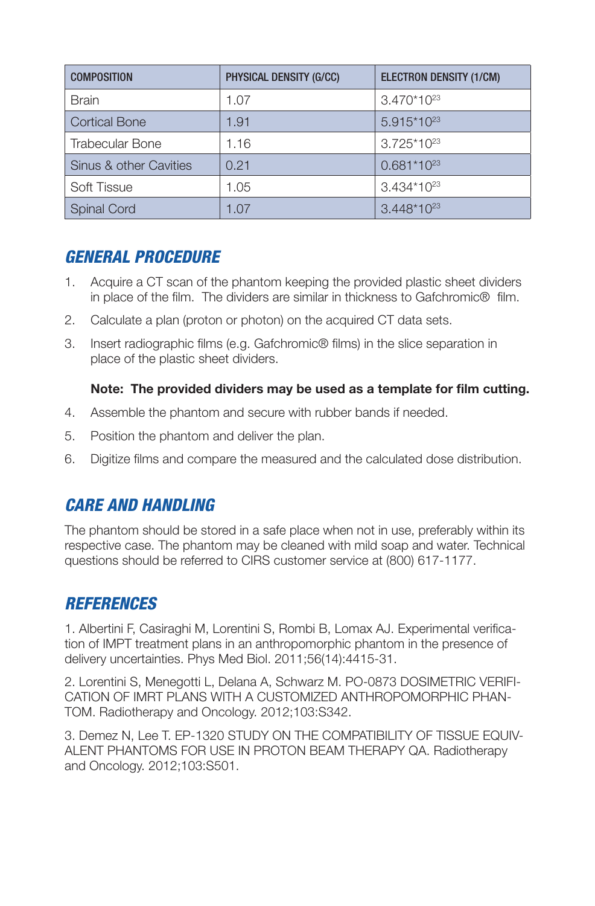| COMPOSITION | PHYSICAL DENSITY (G/CC) | ELECTRON DENSITY (1/CM) |
|---|---|---|
| Brain | 1.07 | $3.470*10^{23}$ |
| Cortical Bone | 1.91 | $5.915*10^{23}$ |
| Trabecular Bone | 1.16 | $3.725*10^{23}$ |
| Sinus & other Cavities | 0.21 | $0.681*10^{23}$ |
| Soft Tissue | 1.05 | $3.434*10^{23}$ |
| Spinal Cord | 1.07 | $3.448*10^{23}$ |

## GENERAL PROCEDURE

1. Acquire a CT scan of the phantom keeping the provided plastic sheet dividers in place of the film. The dividers are similar in thickness to Gafchromic® film.
2. Calculate a plan (proton or photon) on the acquired CT data sets.
3. Insert radiographic films (e.g. Gafchromic® films) in the slice separation in place of the plastic sheet dividers.

   **Note: The provided dividers may be used as a template for film cutting.**

4. Assemble the phantom and secure with rubber bands if needed.
5. Position the phantom and deliver the plan.
6. Digitize films and compare the measured and the calculated dose distribution.

## CARE AND HANDLING

The phantom should be stored in a safe place when not in use, preferably within its respective case. The phantom may be cleaned with mild soap and water. Technical questions should be referred to CIRS customer service at (800) 617-1177.

## REFERENCES

1. Albertini F, Casiraghi M, Lorentini S, Rombi B, Lomax AJ. Experimental verification of IMPT treatment plans in an anthropomorphic phantom in the presence of delivery uncertainties. Phys Med Biol. 2011;56(14):4415-31.

2. Lorentini S, Menegotti L, Delana A, Schwarz M. PO-0873 DOSIMETRIC VERIFICATION OF IMRT PLANS WITH A CUSTOMIZED ANTHROPOMORPHIC PHANTOM. Radiotherapy and Oncology. 2012;103:S342.

3. Demez N, Lee T. EP-1320 STUDY ON THE COMPATIBILITY OF TISSUE EQUIVALENT PHANTOMS FOR USE IN PROTON BEAM THERAPY QA. Radiotherapy and Oncology. 2012;103:S501.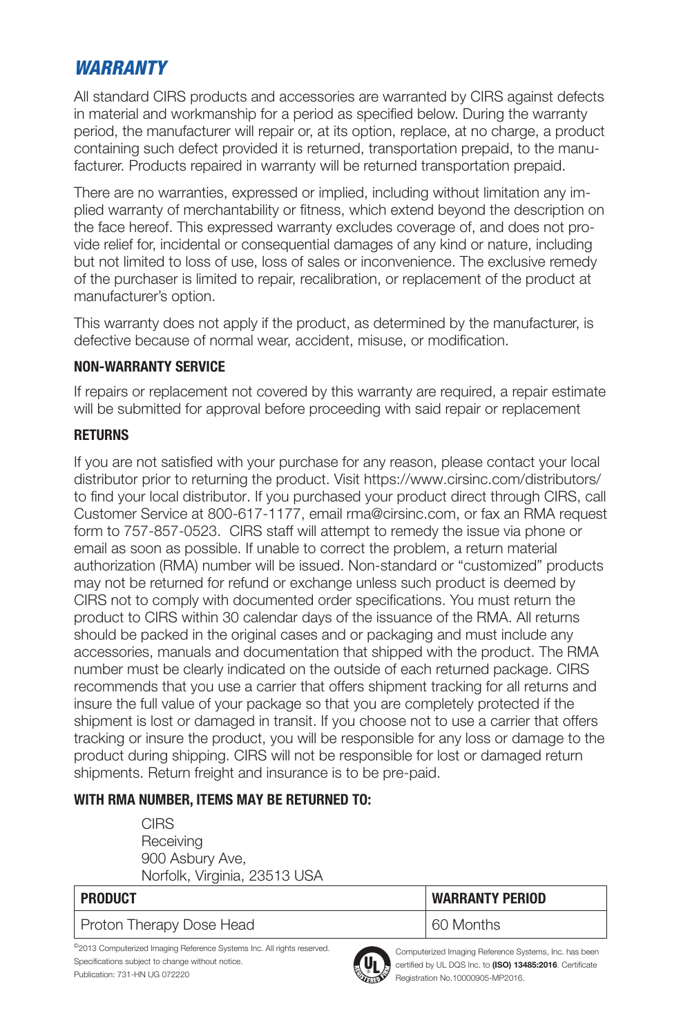## *WARRANTY*

All standard CIRS products and accessories are warranted by CIRS against defects in material and workmanship for a period as specified below. During the warranty period, the manufacturer will repair or, at its option, replace, at no charge, a product containing such defect provided it is returned, transportation prepaid, to the manufacturer. Products repaired in warranty will be returned transportation prepaid.

There are no warranties, expressed or implied, including without limitation any implied warranty of merchantability or fitness, which extend beyond the description on the face hereof. This expressed warranty excludes coverage of, and does not provide relief for, incidental or consequential damages of any kind or nature, including but not limited to loss of use, loss of sales or inconvenience. The exclusive remedy of the purchaser is limited to repair, recalibration, or replacement of the product at manufacturer's option.

This warranty does not apply if the product, as determined by the manufacturer, is defective because of normal wear, accident, misuse, or modification.

### NON-WARRANTY SERVICE

If repairs or replacement not covered by this warranty are required, a repair estimate will be submitted for approval before proceeding with said repair or replacement

### RETURNS

If you are not satisfied with your purchase for any reason, please contact your local distributor prior to returning the product. Visit https://www.cirsinc.com/distributors/ to find your local distributor. If you purchased your product direct through CIRS, call Customer Service at 800-617-1177, email rma@cirsinc.com, or fax an RMA request form to 757-857-0523. CIRS staff will attempt to remedy the issue via phone or email as soon as possible. If unable to correct the problem, a return material authorization (RMA) number will be issued. Non-standard or "customized" products may not be returned for refund or exchange unless such product is deemed by CIRS not to comply with documented order specifications. You must return the product to CIRS within 30 calendar days of the issuance of the RMA. All returns should be packed in the original cases and or packaging and must include any accessories, manuals and documentation that shipped with the product. The RMA number must be clearly indicated on the outside of each returned package. CIRS recommends that you use a carrier that offers shipment tracking for all returns and insure the full value of your package so that you are completely protected if the shipment is lost or damaged in transit. If you choose not to use a carrier that offers tracking or insure the product, you will be responsible for any loss or damage to the product during shipping. CIRS will not be responsible for lost or damaged return shipments. Return freight and insurance is to be pre-paid.

### WITH RMA NUMBER, ITEMS MAY BE RETURNED TO:

CIRS
Receiving
900 Asbury Ave,
Norfolk, Virginia, 23513 USA

| PRODUCT | WARRANTY PERIOD |
|---|---|
| Proton Therapy Dose Head | 60 Months |

©2013 Computerized Imaging Reference Systems Inc. All rights reserved.
Specifications subject to change without notice.
Publication: 731-HN UG 072220

Computerized Imaging Reference Systems, Inc. has been certified by UL DQS Inc. to **(ISO) 13485:2016**. Certificate Registration No.10000905-MP2016.